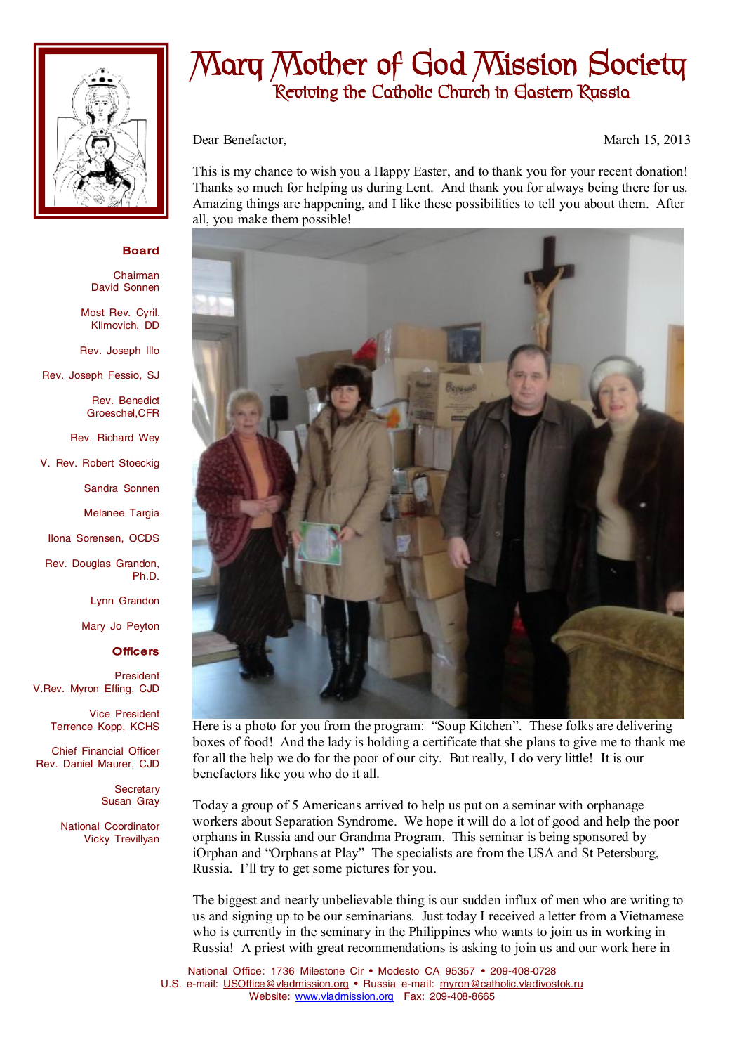# Mary Mother of God Mission Society

## Reviving the Catholic Church in Eastern Russia

**Board**

Chairman
David Sonnen

Most Rev. Cyril. Klimovich, DD

Rev. Joseph Illo

Rev. Joseph Fessio, SJ

Rev. Benedict Groeschel,CFR

Rev. Richard Wey

V. Rev. Robert Stoeckig

Sandra Sonnen

Melanee Targia

Ilona Sorensen, OCDS

Rev. Douglas Grandon, Ph.D.

Lynn Grandon

Mary Jo Peyton

**Officers**

President
V.Rev. Myron Effing, CJD

Vice President
Terrence Kopp, KCHS

Chief Financial Officer
Rev. Daniel Maurer, CJD

Secretary
Susan Gray

National Coordinator
Vicky Trevillyan

Dear Benefactor,

March 15, 2013

This is my chance to wish you a Happy Easter, and to thank you for your recent donation! Thanks so much for helping us during Lent. And thank you for always being there for us. Amazing things are happening, and I like these possibilities to tell you about them. After all, you make them possible!

Here is a photo for you from the program: "Soup Kitchen". These folks are delivering boxes of food! And the lady is holding a certificate that she plans to give me to thank me for all the help we do for the poor of our city. But really, I do very little! It is our benefactors like you who do it all.

Today a group of 5 Americans arrived to help us put on a seminar with orphanage workers about Separation Syndrome. We hope it will do a lot of good and help the poor orphans in Russia and our Grandma Program. This seminar is being sponsored by iOrphan and "Orphans at Play" The specialists are from the USA and St Petersburg, Russia. I'll try to get some pictures for you.

The biggest and nearly unbelievable thing is our sudden influx of men who are writing to us and signing up to be our seminarians. Just today I received a letter from a Vietnamese who is currently in the seminary in the Philippines who wants to join us in working in Russia! A priest with great recommendations is asking to join us and our work here in

National Office: 1736 Milestone Cir • Modesto CA 95357 • 209-408-0728
U.S. e-mail: USOffice@vladmission.org • Russia e-mail: myron@catholic.vladivostok.ru
Website: www.vladmission.org Fax: 209-408-8665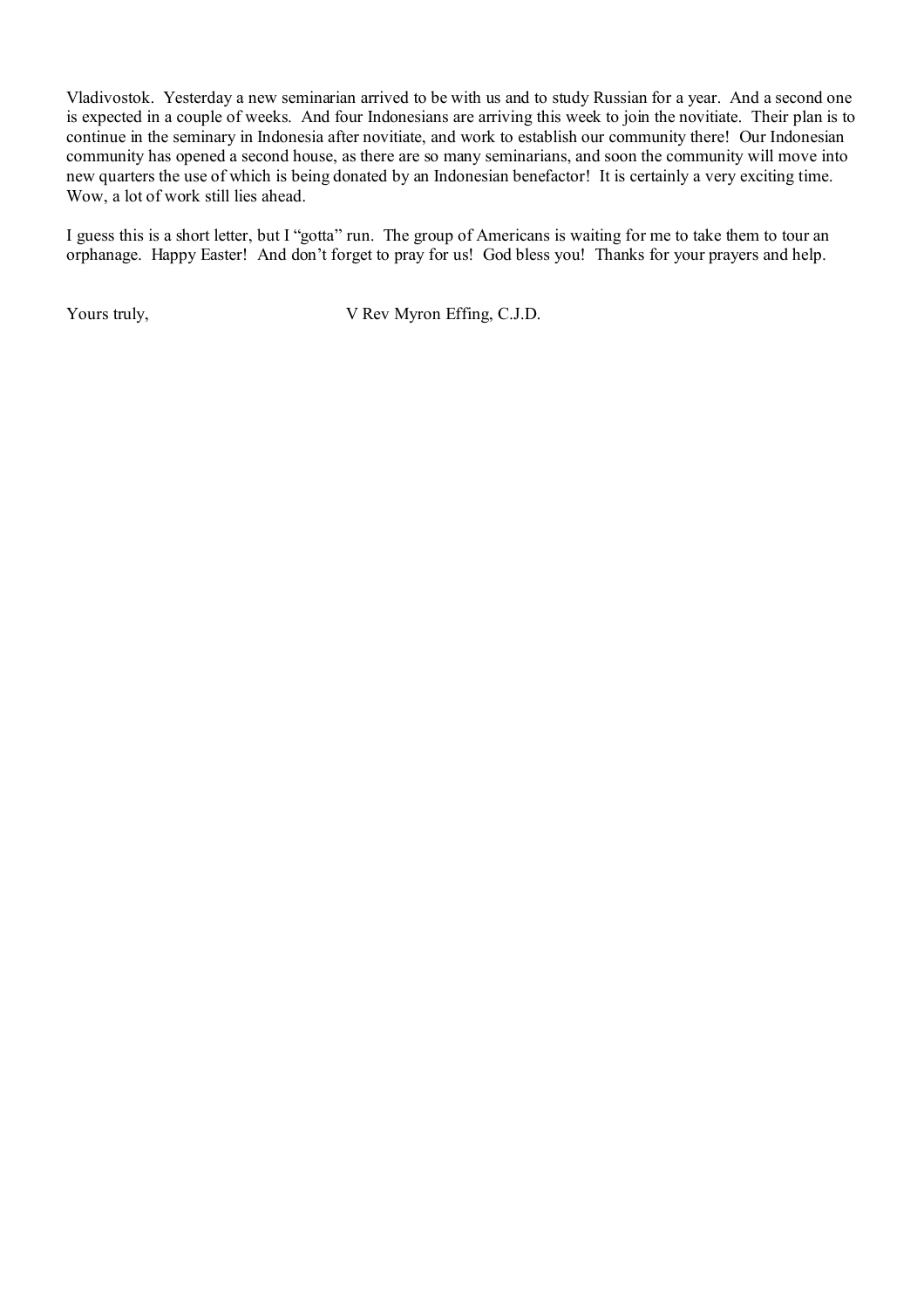Vladivostok. Yesterday a new seminarian arrived to be with us and to study Russian for a year. And a second one is expected in a couple of weeks. And four Indonesians are arriving this week to join the novitiate. Their plan is to continue in the seminary in Indonesia after novitiate, and work to establish our community there! Our Indonesian community has opened a second house, as there are so many seminarians, and soon the community will move into new quarters the use of which is being donated by an Indonesian benefactor! It is certainly a very exciting time. Wow, a lot of work still lies ahead.

I guess this is a short letter, but I "gotta" run. The group of Americans is waiting for me to take them to tour an orphanage. Happy Easter! And don't forget to pray for us! God bless you! Thanks for your prayers and help.

Yours truly, V Rev Myron Effing, C.J.D.